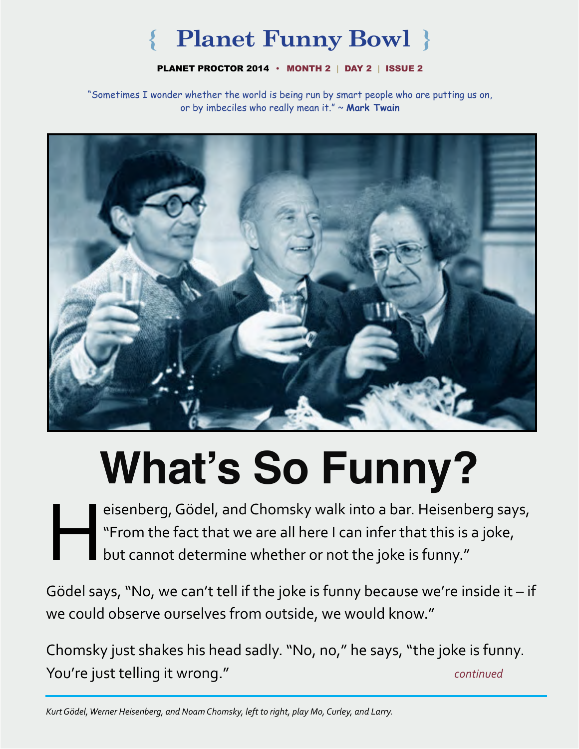# { Planet Funny Bowl }

**PLANET PROCTOR 2014 • MONTH 2 | DAY 2 | ISSUE 2**

"Sometimes I wonder whether the world is being run by smart people who are putting us on, or by imbeciles who really mean it." ~ **Mark Twain**

# What's So Funny?

Heisenberg, Gödel, and Chomsky walk into a bar. Heisenberg says, "From the fact that we are all here I can infer that this is a joke, but cannot determine whether or not the joke is funny."

Gödel says, "No, we can't tell if the joke is funny because we're inside it – if we could observe ourselves from outside, we would know."

Chomsky just shakes his head sadly. "No, no," he says, "the joke is funny. You're just telling it wrong."

*continued*

*Kurt Gödel, Werner Heisenberg, and Noam Chomsky, left to right, play Mo, Curley, and Larry.*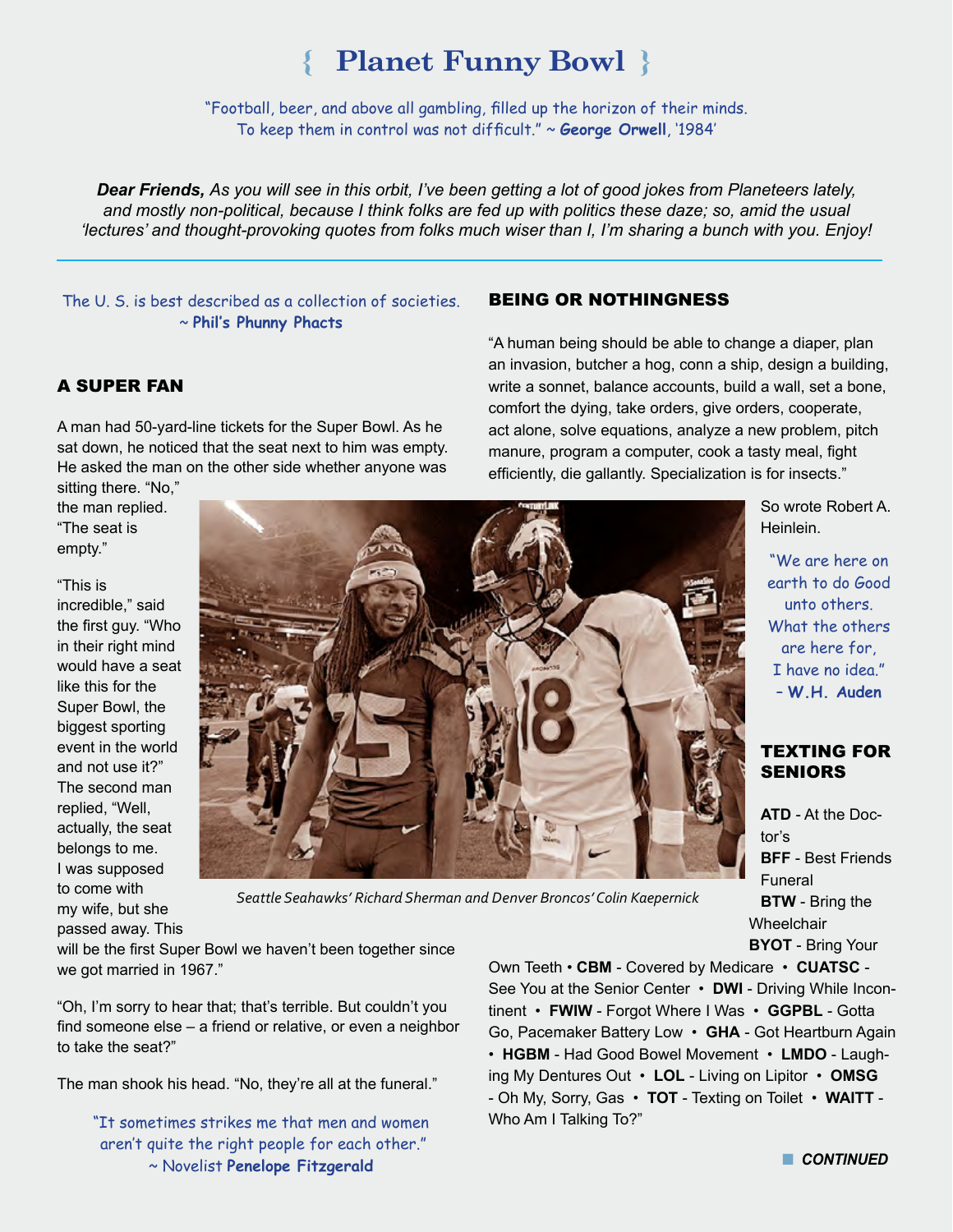# { Planet Funny Bowl }

"Football, beer, and above all gambling, filled up the horizon of their minds. To keep them in control was not difficult." ~ **George Orwell**, '1984'

***Dear Friends,*** *As you will see in this orbit, I've been getting a lot of good jokes from Planeteers lately, and mostly non-political, because I think folks are fed up with politics these daze; so, amid the usual 'lectures' and thought-provoking quotes from folks much wiser than I, I'm sharing a bunch with you. Enjoy!*

---

The U. S. is best described as a collection of societies. ~ **Phil's Phunny Phacts**

## A SUPER FAN

A man had 50-yard-line tickets for the Super Bowl. As he sat down, he noticed that the seat next to him was empty. He asked the man on the other side whether anyone was sitting there. "No," the man replied. "The seat is empty."

"This is incredible," said the first guy. "Who in their right mind would have a seat like this for the Super Bowl, the biggest sporting event in the world and not use it?" The second man replied, "Well, actually, the seat belongs to me. I was supposed to come with my wife, but she passed away. This will be the first Super Bowl we haven't been together since we got married in 1967."

"Oh, I'm sorry to hear that; that's terrible. But couldn't you find someone else – a friend or relative, or even a neighbor to take the seat?"

The man shook his head. "No, they're all at the funeral."

"It sometimes strikes me that men and women aren't quite the right people for each other." ~ Novelist **Penelope Fitzgerald**

*Seattle Seahawks' Richard Sherman and Denver Broncos' Colin Kaepernick*

## BEING OR NOTHINGNESS

"A human being should be able to change a diaper, plan an invasion, butcher a hog, conn a ship, design a building, write a sonnet, balance accounts, build a wall, set a bone, comfort the dying, take orders, give orders, cooperate, act alone, solve equations, analyze a new problem, pitch manure, program a computer, cook a tasty meal, fight efficiently, die gallantly. Specialization is for insects."

So wrote Robert A. Heinlein.

"We are here on earth to do Good unto others. What the others are here for, I have no idea." – **W.H. Auden**

## TEXTING FOR SENIORS

**ATD** - At the Doctor's
**BFF** - Best Friends Funeral
**BTW** - Bring the Wheelchair
**BYOT** - Bring Your Own Teeth • **CBM** - Covered by Medicare • **CUATSC** - See You at the Senior Center • **DWI** - Driving While Incontinent • **FWIW** - Forgot Where I Was • **GGPBL** - Gotta Go, Pacemaker Battery Low • **GHA** - Got Heartburn Again • **HGBM** - Had Good Bowel Movement • **LMDO** - Laughing My Dentures Out • **LOL** - Living on Lipitor • **OMSG** - Oh My, Sorry, Gas • **TOT** - Texting on Toilet • **WAITT** - Who Am I Talking To?"

***CONTINUED***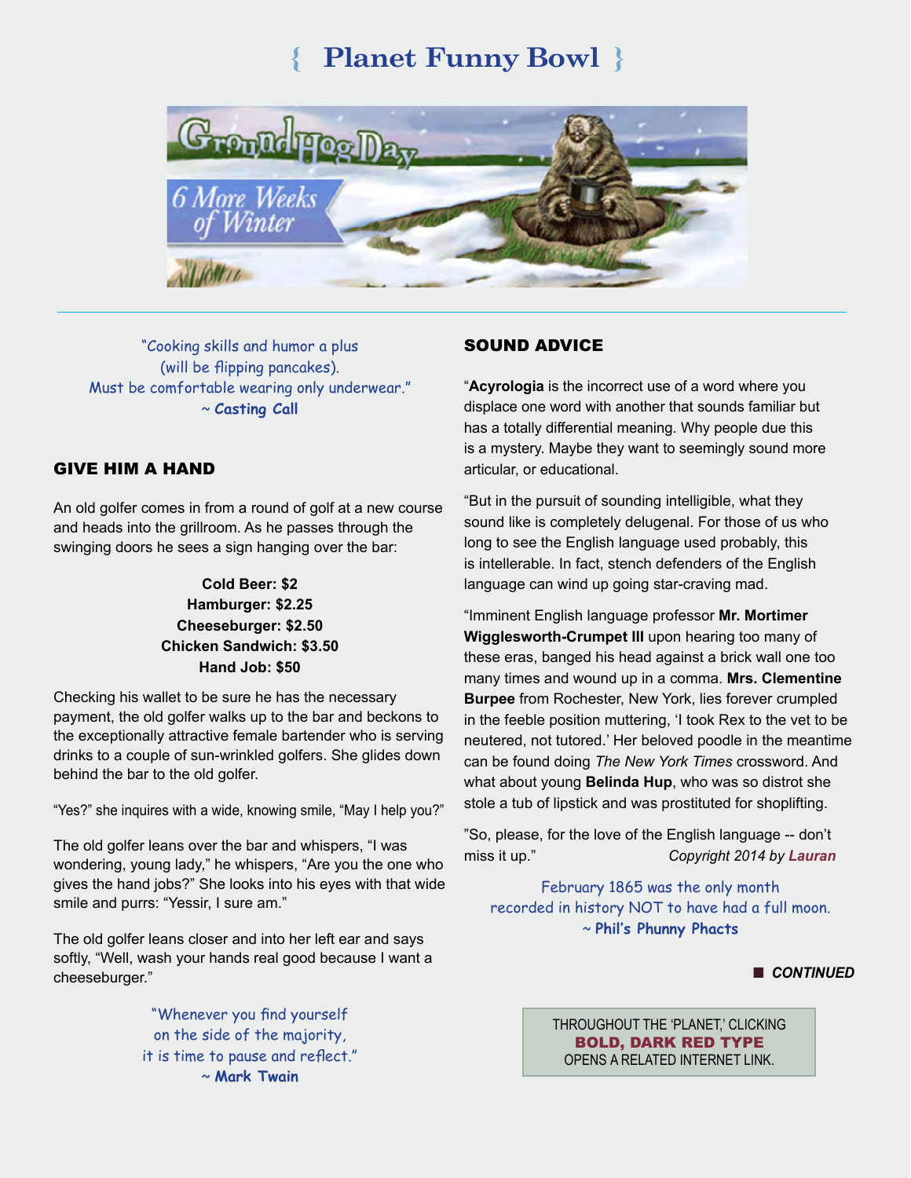# { Planet Funny Bowl }

Ground Hog Day

6 More Weeks of Winter

"Cooking skills and humor a plus
(will be flipping pancakes).
Must be comfortable wearing only underwear."
~ **Casting Call**

## GIVE HIM A HAND

An old golfer comes in from a round of golf at a new course and heads into the grillroom. As he passes through the swinging doors he sees a sign hanging over the bar:

**Cold Beer: $2**
**Hamburger: $2.25**
**Cheeseburger: $2.50**
**Chicken Sandwich: $3.50**
**Hand Job: $50**

Checking his wallet to be sure he has the necessary payment, the old golfer walks up to the bar and beckons to the exceptionally attractive female bartender who is serving drinks to a couple of sun-wrinkled golfers. She glides down behind the bar to the old golfer.

"Yes?" she inquires with a wide, knowing smile, "May I help you?"

The old golfer leans over the bar and whispers, "I was wondering, young lady," he whispers, "Are you the one who gives the hand jobs?" She looks into his eyes with that wide smile and purrs: "Yessir, I sure am."

The old golfer leans closer and into her left ear and says softly, "Well, wash your hands real good because I want a cheeseburger."

"Whenever you find yourself
on the side of the majority,
it is time to pause and reflect."
~ **Mark Twain**

## SOUND ADVICE

"**Acyrologia** is the incorrect use of a word where you displace one word with another that sounds familiar but has a totally differential meaning. Why people due this is a mystery. Maybe they want to seemingly sound more articular, or educational.

"But in the pursuit of sounding intelligible, what they sound like is completely delugenal. For those of us who long to see the English language used probably, this is intellerable. In fact, stench defenders of the English language can wind up going star-craving mad.

"Imminent English language professor **Mr. Mortimer Wigglesworth-Crumpet III** upon hearing too many of these eras, banged his head against a brick wall one too many times and wound up in a comma. **Mrs. Clementine Burpee** from Rochester, New York, lies forever crumpled in the feeble position muttering, 'I took Rex to the vet to be neutered, not tutored.' Her beloved poodle in the meantime can be found doing *The New York Times* crossword. And what about young **Belinda Hup**, who was so distrot she stole a tub of lipstick and was prostituted for shoplifting.

"So, please, for the love of the English language -- don't miss it up." *Copyright 2014 by* ***Lauran***

February 1865 was the only month
recorded in history NOT to have had a full moon.
~ **Phil's Phunny Phacts**

■ ***CONTINUED***

THROUGHOUT THE 'PLANET,' CLICKING **BOLD, DARK RED TYPE** OPENS A RELATED INTERNET LINK.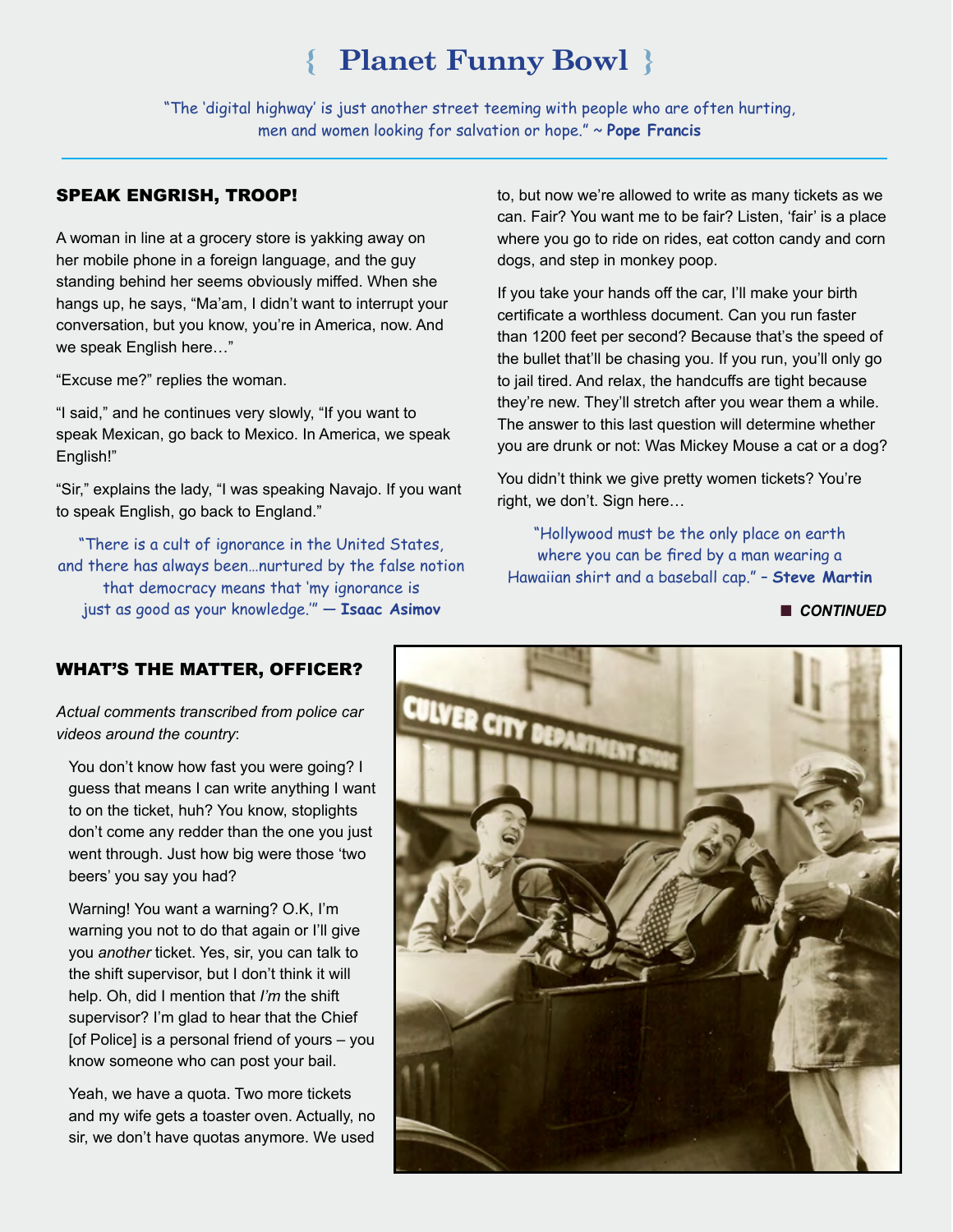# { Planet Funny Bowl }

"The 'digital highway' is just another street teeming with people who are often hurting, men and women looking for salvation or hope." ~ **Pope Francis**

## SPEAK ENGRISH, TROOP!

A woman in line at a grocery store is yakking away on her mobile phone in a foreign language, and the guy standing behind her seems obviously miffed. When she hangs up, he says, "Ma'am, I didn't want to interrupt your conversation, but you know, you're in America, now. And we speak English here…"

"Excuse me?" replies the woman.

"I said," and he continues very slowly, "If you want to speak Mexican, go back to Mexico. In America, we speak English!"

"Sir," explains the lady, "I was speaking Navajo. If you want to speak English, go back to England."

"There is a cult of ignorance in the United States, and there has always been…nurtured by the false notion that democracy means that 'my ignorance is just as good as your knowledge.'" — **Isaac Asimov**

## WHAT'S THE MATTER, OFFICER?

*Actual comments transcribed from police car videos around the country*:

You don't know how fast you were going? I guess that means I can write anything I want to on the ticket, huh? You know, stoplights don't come any redder than the one you just went through. Just how big were those 'two beers' you say you had?

Warning! You want a warning? O.K, I'm warning you not to do that again or I'll give you *another* ticket. Yes, sir, you can talk to the shift supervisor, but I don't think it will help. Oh, did I mention that *I'm* the shift supervisor? I'm glad to hear that the Chief [of Police] is a personal friend of yours – you know someone who can post your bail.

Yeah, we have a quota. Two more tickets and my wife gets a toaster oven. Actually, no sir, we don't have quotas anymore. We used to, but now we're allowed to write as many tickets as we can. Fair? You want me to be fair? Listen, 'fair' is a place where you go to ride on rides, eat cotton candy and corn dogs, and step in monkey poop.

If you take your hands off the car, I'll make your birth certificate a worthless document. Can you run faster than 1200 feet per second? Because that's the speed of the bullet that'll be chasing you. If you run, you'll only go to jail tired. And relax, the handcuffs are tight because they're new. They'll stretch after you wear them a while. The answer to this last question will determine whether you are drunk or not: Was Mickey Mouse a cat or a dog?

You didn't think we give pretty women tickets? You're right, we don't. Sign here…

"Hollywood must be the only place on earth where you can be fired by a man wearing a Hawaiian shirt and a baseball cap." – **Steve Martin**

***CONTINUED***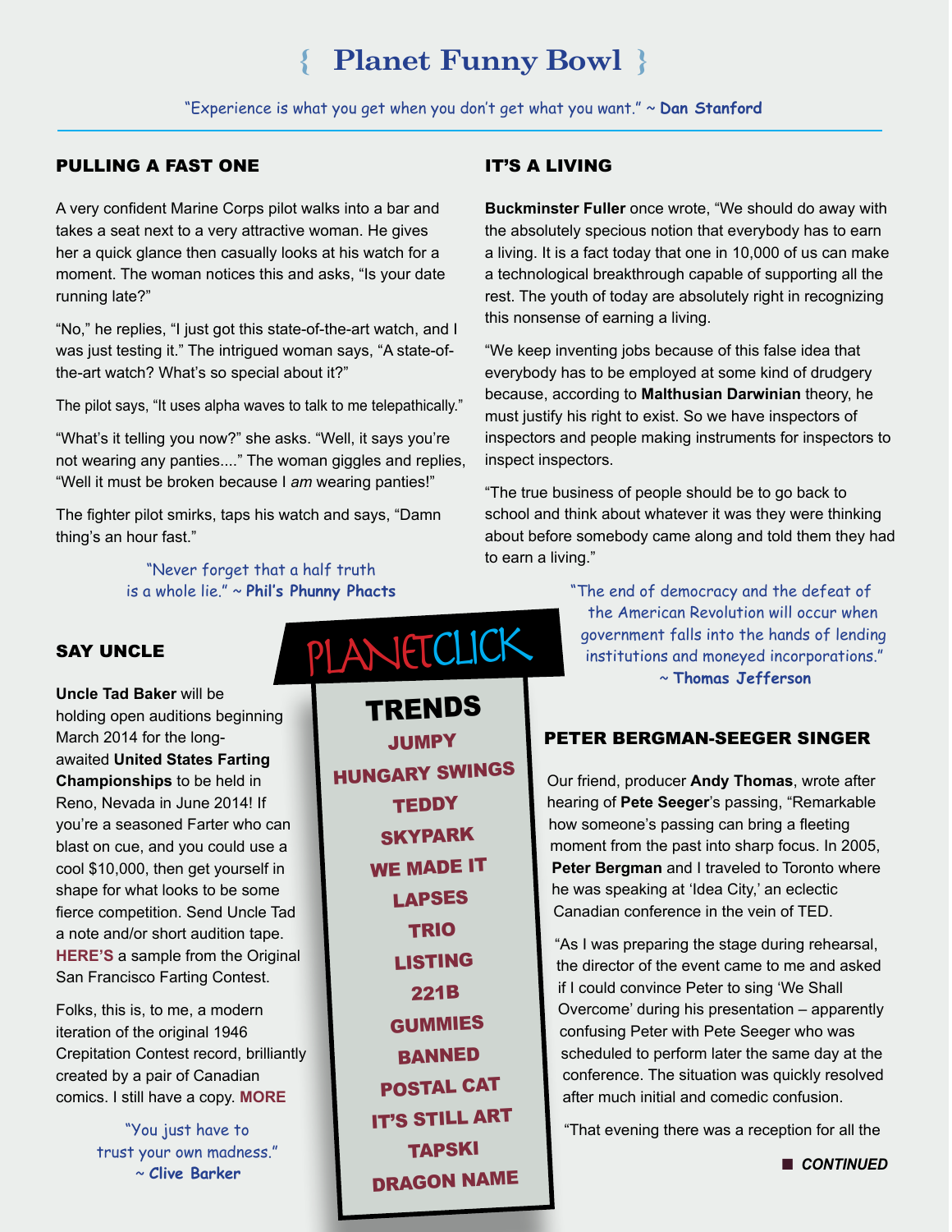# { Planet Funny Bowl }

"Experience is what you get when you don't get what you want." ~ **Dan Stanford**

## PULLING A FAST ONE

A very confident Marine Corps pilot walks into a bar and takes a seat next to a very attractive woman. He gives her a quick glance then casually looks at his watch for a moment. The woman notices this and asks, "Is your date running late?"

"No," he replies, "I just got this state-of-the-art watch, and I was just testing it." The intrigued woman says, "A state-of-the-art watch? What's so special about it?"

The pilot says, "It uses alpha waves to talk to me telepathically."

"What's it telling you now?" she asks. "Well, it says you're not wearing any panties...." The woman giggles and replies, "Well it must be broken because I *am* wearing panties!"

The fighter pilot smirks, taps his watch and says, "Damn thing's an hour fast."

"Never forget that a half truth is a whole lie." ~ **Phil's Phunny Phacts**

## SAY UNCLE

**Uncle Tad Baker** will be holding open auditions beginning March 2014 for the long-awaited **United States Farting Championships** to be held in Reno, Nevada in June 2014! If you're a seasoned Farter who can blast on cue, and you could use a cool $10,000, then get yourself in shape for what looks to be some fierce competition. Send Uncle Tad a note and/or short audition tape. **HERE'S** a sample from the Original San Francisco Farting Contest.

Folks, this is, to me, a modern iteration of the original 1946 Crepitation Contest record, brilliantly created by a pair of Canadian comics. I still have a copy. **MORE**

"You just have to trust your own madness." ~ **Clive Barker**

## PLANETCLICK

### TRENDS

- JUMPY
- HUNGARY SWINGS
- TEDDY
- SKYPARK
- WE MADE IT
- LAPSES
- TRIO
- LISTING
- 221B
- GUMMIES
- BANNED
- POSTAL CAT
- IT'S STILL ART
- TAPSKI
- DRAGON NAME

## IT'S A LIVING

**Buckminster Fuller** once wrote, "We should do away with the absolutely specious notion that everybody has to earn a living. It is a fact today that one in 10,000 of us can make a technological breakthrough capable of supporting all the rest. The youth of today are absolutely right in recognizing this nonsense of earning a living.

"We keep inventing jobs because of this false idea that everybody has to be employed at some kind of drudgery because, according to **Malthusian Darwinian** theory, he must justify his right to exist. So we have inspectors of inspectors and people making instruments for inspectors to inspect inspectors.

"The true business of people should be to go back to school and think about whatever it was they were thinking about before somebody came along and told them they had to earn a living."

"The end of democracy and the defeat of the American Revolution will occur when government falls into the hands of lending institutions and moneyed incorporations." ~ **Thomas Jefferson**

## PETER BERGMAN-SEEGER SINGER

Our friend, producer **Andy Thomas**, wrote after hearing of **Pete Seeger**'s passing, "Remarkable how someone's passing can bring a fleeting moment from the past into sharp focus. In 2005, **Peter Bergman** and I traveled to Toronto where he was speaking at 'Idea City,' an eclectic Canadian conference in the vein of TED.

"As I was preparing the stage during rehearsal, the director of the event came to me and asked if I could convince Peter to sing 'We Shall Overcome' during his presentation – apparently confusing Peter with Pete Seeger who was scheduled to perform later the same day at the conference. The situation was quickly resolved after much initial and comedic confusion.

"That evening there was a reception for all the

***CONTINUED***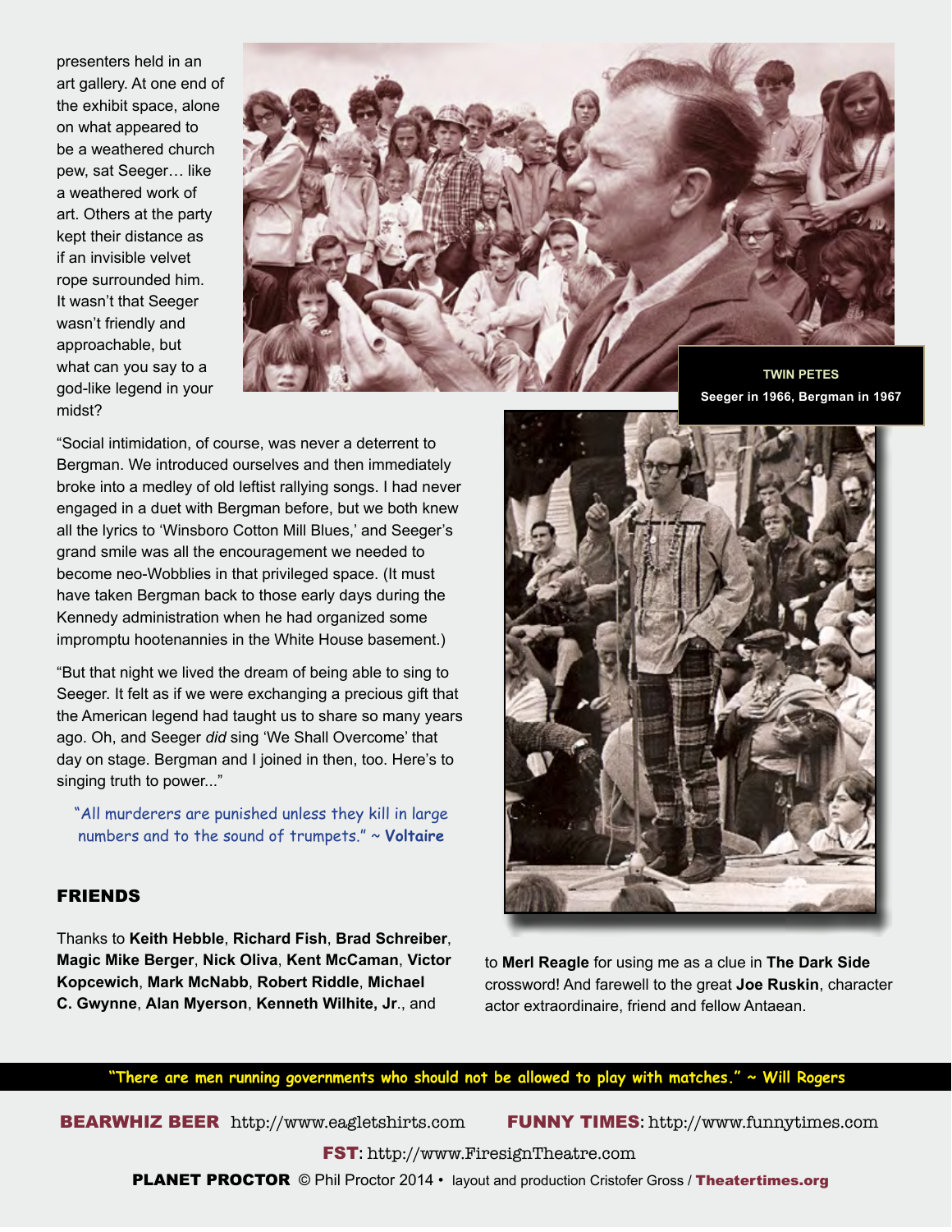presenters held in an art gallery. At one end of the exhibit space, alone on what appeared to be a weathered church pew, sat Seeger… like a weathered work of art. Others at the party kept their distance as if an invisible velvet rope surrounded him. It wasn't that Seeger wasn't friendly and approachable, but what can you say to a god-like legend in your midst?

**TWIN PETES**
**Seeger in 1966, Bergman in 1967**

"Social intimidation, of course, was never a deterrent to Bergman. We introduced ourselves and then immediately broke into a medley of old leftist rallying songs. I had never engaged in a duet with Bergman before, but we both knew all the lyrics to 'Winsboro Cotton Mill Blues,' and Seeger's grand smile was all the encouragement we needed to become neo-Wobblies in that privileged space. (It must have taken Bergman back to those early days during the Kennedy administration when he had organized some impromptu hootenannies in the White House basement.)

"But that night we lived the dream of being able to sing to Seeger. It felt as if we were exchanging a precious gift that the American legend had taught us to share so many years ago. Oh, and Seeger *did* sing 'We Shall Overcome' that day on stage. Bergman and I joined in then, too. Here's to singing truth to power..."

"All murderers are punished unless they kill in large numbers and to the sound of trumpets." ~ **Voltaire**

## FRIENDS

Thanks to **Keith Hebble**, **Richard Fish**, **Brad Schreiber**, **Magic Mike Berger**, **Nick Oliva**, **Kent McCaman**, **Victor Kopcewich**, **Mark McNabb**, **Robert Riddle**, **Michael C. Gwynne**, **Alan Myerson**, **Kenneth Wilhite, Jr**., and to **Merl Reagle** for using me as a clue in **The Dark Side** crossword! And farewell to the great **Joe Ruskin**, character actor extraordinaire, friend and fellow Antaean.

**"There are men running governments who should not be allowed to play with matches." ~ Will Rogers**

**BEARWHIZ BEER** http://www.eagletshirts.com **FUNNY TIMES**: http://www.funnytimes.com

**FST**: http://www.FiresignTheatre.com

**PLANET PROCTOR** © Phil Proctor 2014 • layout and production Cristofer Gross / **Theatertimes.org**